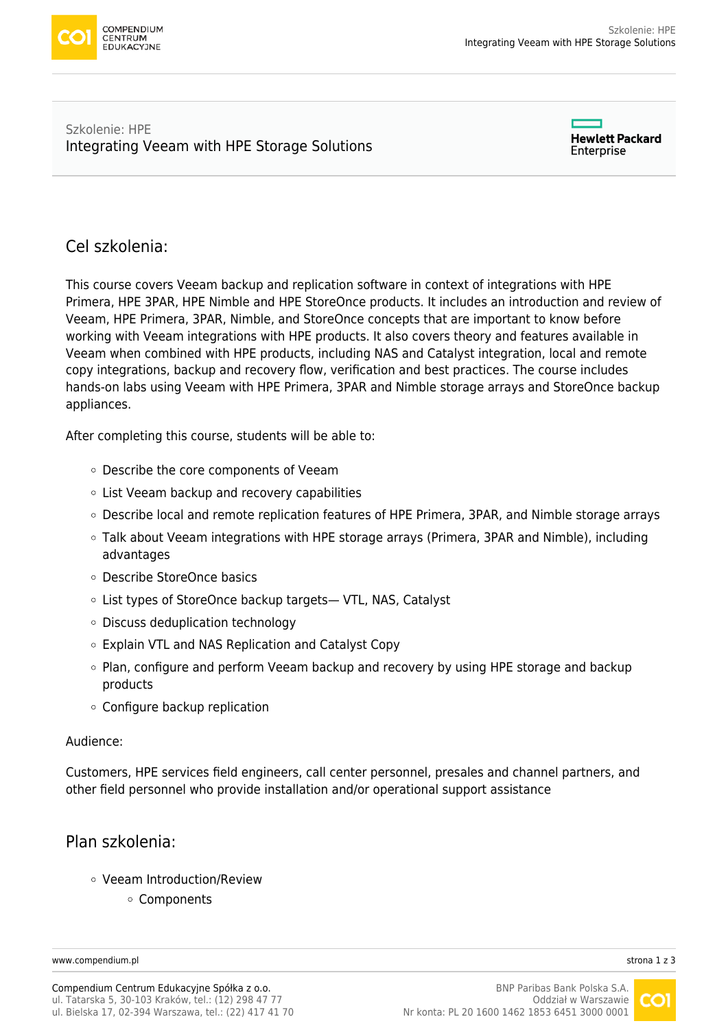Szkolenie: HPE

# Integrating Veeam with HPE Storage Solutions

## Cel szkolenia:

This course covers Veeam backup and replication software in context of integrations with HPE Primera, HPE 3PAR, HPE Nimble and HPE StoreOnce products. It includes an introduction and review of Veeam, HPE Primera, 3PAR, Nimble, and StoreOnce concepts that are important to know before working with Veeam integrations with HPE products. It also covers theory and features available in Veeam when combined with HPE products, including NAS and Catalyst integration, local and remote copy integrations, backup and recovery flow, verification and best practices. The course includes hands-on labs using Veeam with HPE Primera, 3PAR and Nimble storage arrays and StoreOnce backup appliances.

After completing this course, students will be able to:

- Describe the core components of Veeam
- List Veeam backup and recovery capabilities
- Describe local and remote replication features of HPE Primera, 3PAR, and Nimble storage arrays
- Talk about Veeam integrations with HPE storage arrays (Primera, 3PAR and Nimble), including advantages
- Describe StoreOnce basics
- List types of StoreOnce backup targets— VTL, NAS, Catalyst
- Discuss deduplication technology
- Explain VTL and NAS Replication and Catalyst Copy
- Plan, configure and perform Veeam backup and recovery by using HPE storage and backup products
- Configure backup replication

Audience:

Customers, HPE services field engineers, call center personnel, presales and channel partners, and other field personnel who provide installation and/or operational support assistance

## Plan szkolenia:

- Veeam Introduction/Review
  - Components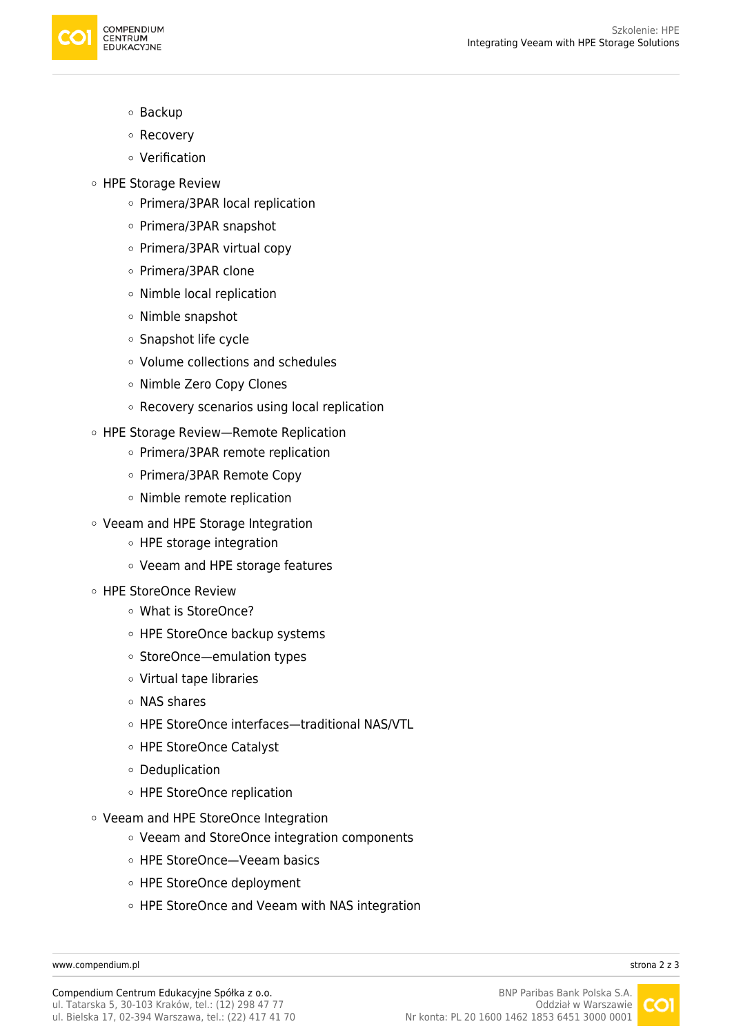- Backup
  - Recovery
  - Verification
- HPE Storage Review
  - Primera/3PAR local replication
  - Primera/3PAR snapshot
  - Primera/3PAR virtual copy
  - Primera/3PAR clone
  - Nimble local replication
  - Nimble snapshot
  - Snapshot life cycle
  - Volume collections and schedules
  - Nimble Zero Copy Clones
  - Recovery scenarios using local replication
- HPE Storage Review—Remote Replication
  - Primera/3PAR remote replication
  - Primera/3PAR Remote Copy
  - Nimble remote replication
- Veeam and HPE Storage Integration
  - HPE storage integration
  - Veeam and HPE storage features
- HPE StoreOnce Review
  - What is StoreOnce?
  - HPE StoreOnce backup systems
  - StoreOnce—emulation types
  - Virtual tape libraries
  - NAS shares
  - HPE StoreOnce interfaces—traditional NAS/VTL
  - HPE StoreOnce Catalyst
  - Deduplication
  - HPE StoreOnce replication
- Veeam and HPE StoreOnce Integration
  - Veeam and StoreOnce integration components
  - HPE StoreOnce—Veeam basics
  - HPE StoreOnce deployment
  - HPE StoreOnce and Veeam with NAS integration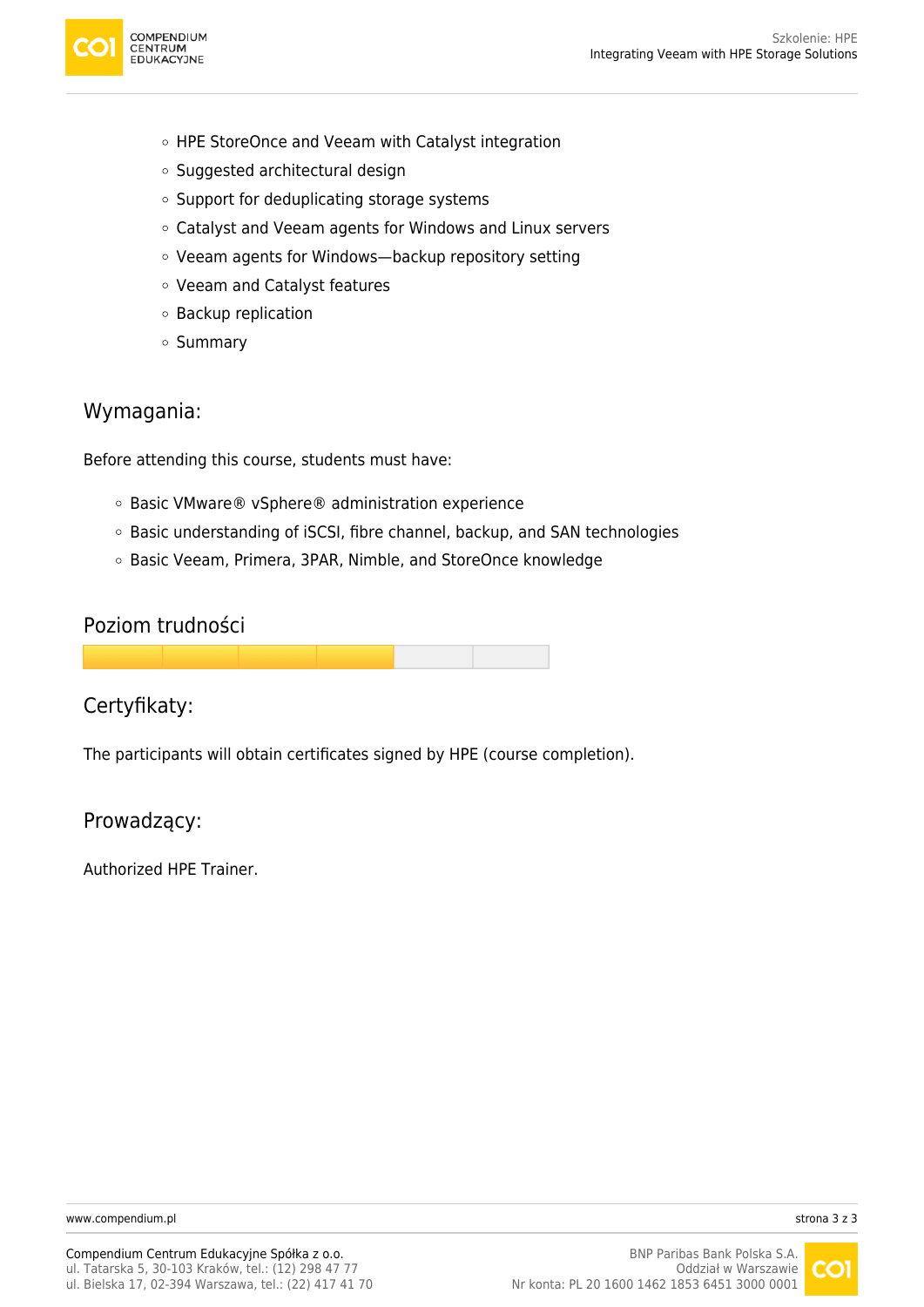- HPE StoreOnce and Veeam with Catalyst integration
- Suggested architectural design
- Support for deduplicating storage systems
- Catalyst and Veeam agents for Windows and Linux servers
- Veeam agents for Windows—backup repository setting
- Veeam and Catalyst features
- Backup replication
- Summary

## Wymagania:

Before attending this course, students must have:

- Basic VMware® vSphere® administration experience
- Basic understanding of iSCSI, fibre channel, backup, and SAN technologies
- Basic Veeam, Primera, 3PAR, Nimble, and StoreOnce knowledge

## Poziom trudności

## Certyfikaty:

The participants will obtain certificates signed by HPE (course completion).

## Prowadzący:

Authorized HPE Trainer.